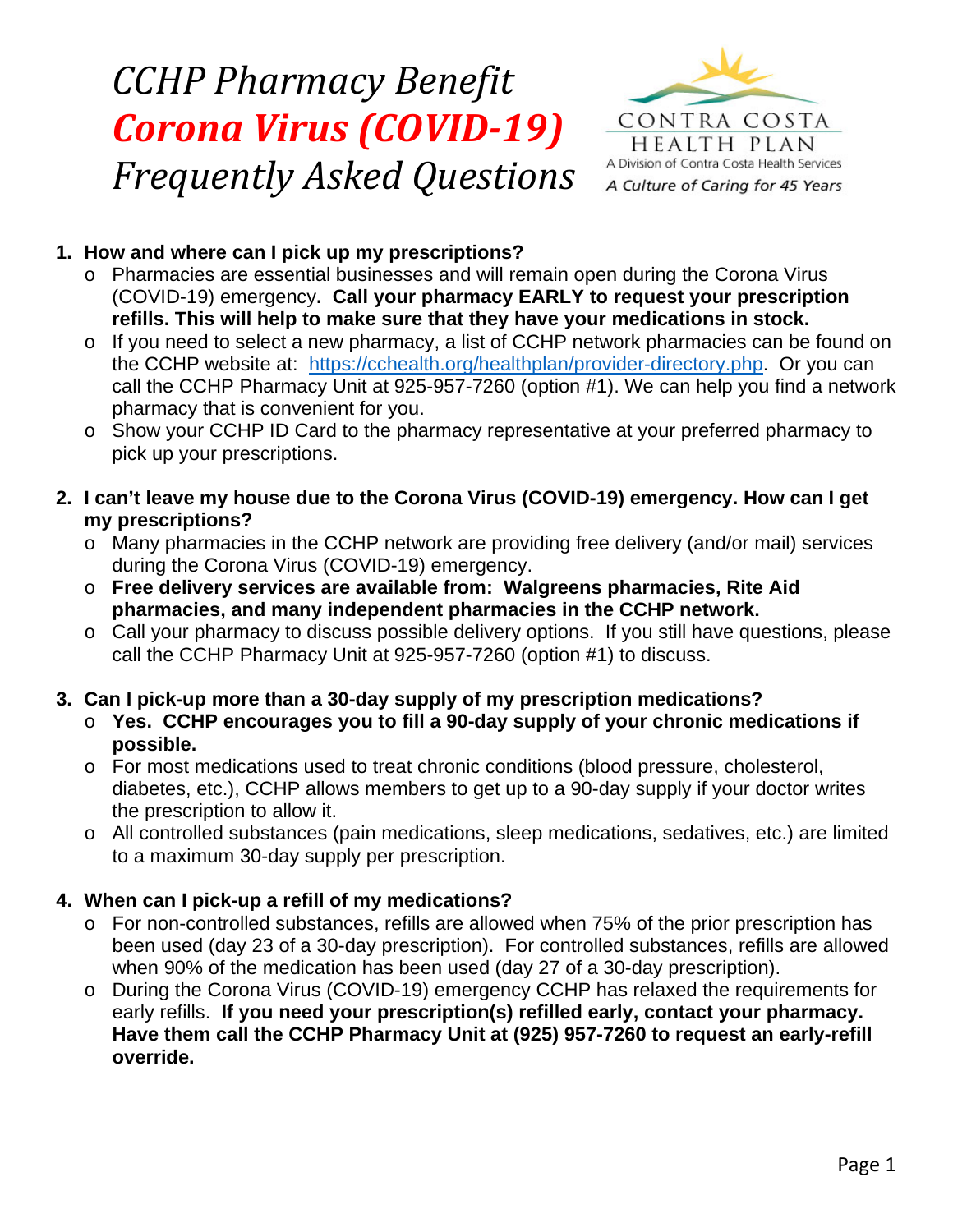# *CCHP Pharmacy Benefit*
# ***Corona Virus (COVID-19)***
# *Frequently Asked Questions*

CONTRA COSTA HEALTH PLAN
A Division of Contra Costa Health Services
*A Culture of Caring for 45 Years*

1. **How and where can I pick up my prescriptions?**
   - Pharmacies are essential businesses and will remain open during the Corona Virus (COVID-19) emergency**. Call your pharmacy EARLY to request your prescription refills. This will help to make sure that they have your medications in stock.**
   - If you need to select a new pharmacy, a list of CCHP network pharmacies can be found on the CCHP website at: [https://cchealth.org/healthplan/provider-directory.php](https://cchealth.org/healthplan/provider-directory.php). Or you can call the CCHP Pharmacy Unit at 925-957-7260 (option #1). We can help you find a network pharmacy that is convenient for you.
   - Show your CCHP ID Card to the pharmacy representative at your preferred pharmacy to pick up your prescriptions.

2. **I can't leave my house due to the Corona Virus (COVID-19) emergency. How can I get my prescriptions?**
   - Many pharmacies in the CCHP network are providing free delivery (and/or mail) services during the Corona Virus (COVID-19) emergency.
   - **Free delivery services are available from: Walgreens pharmacies, Rite Aid pharmacies, and many independent pharmacies in the CCHP network.**
   - Call your pharmacy to discuss possible delivery options. If you still have questions, please call the CCHP Pharmacy Unit at 925-957-7260 (option #1) to discuss.

3. **Can I pick-up more than a 30-day supply of my prescription medications?**
   - **Yes. CCHP encourages you to fill a 90-day supply of your chronic medications if possible.**
   - For most medications used to treat chronic conditions (blood pressure, cholesterol, diabetes, etc.), CCHP allows members to get up to a 90-day supply if your doctor writes the prescription to allow it.
   - All controlled substances (pain medications, sleep medications, sedatives, etc.) are limited to a maximum 30-day supply per prescription.

4. **When can I pick-up a refill of my medications?**
   - For non-controlled substances, refills are allowed when 75% of the prior prescription has been used (day 23 of a 30-day prescription). For controlled substances, refills are allowed when 90% of the medication has been used (day 27 of a 30-day prescription).
   - During the Corona Virus (COVID-19) emergency CCHP has relaxed the requirements for early refills. **If you need your prescription(s) refilled early, contact your pharmacy. Have them call the CCHP Pharmacy Unit at (925) 957-7260 to request an early-refill override.**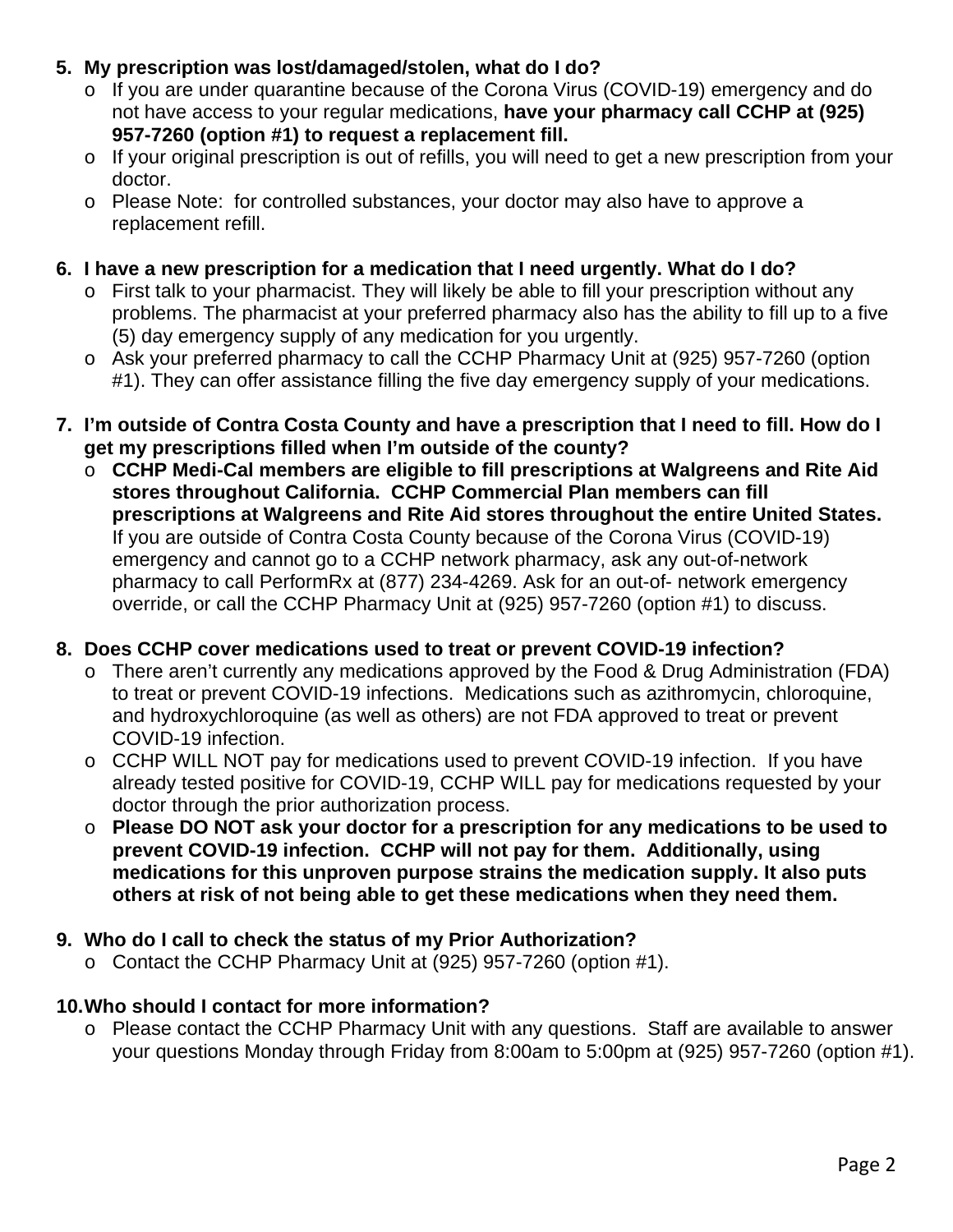5. **My prescription was lost/damaged/stolen, what do I do?**
   - If you are under quarantine because of the Corona Virus (COVID-19) emergency and do not have access to your regular medications, **have your pharmacy call CCHP at (925) 957-7260 (option #1) to request a replacement fill.**
   - If your original prescription is out of refills, you will need to get a new prescription from your doctor.
   - Please Note: for controlled substances, your doctor may also have to approve a replacement refill.

6. **I have a new prescription for a medication that I need urgently. What do I do?**
   - First talk to your pharmacist. They will likely be able to fill your prescription without any problems. The pharmacist at your preferred pharmacy also has the ability to fill up to a five (5) day emergency supply of any medication for you urgently.
   - Ask your preferred pharmacy to call the CCHP Pharmacy Unit at (925) 957-7260 (option #1). They can offer assistance filling the five day emergency supply of your medications.

7. **I'm outside of Contra Costa County and have a prescription that I need to fill. How do I get my prescriptions filled when I'm outside of the county?**
   - **CCHP Medi-Cal members are eligible to fill prescriptions at Walgreens and Rite Aid stores throughout California. CCHP Commercial Plan members can fill prescriptions at Walgreens and Rite Aid stores throughout the entire United States.** If you are outside of Contra Costa County because of the Corona Virus (COVID-19) emergency and cannot go to a CCHP network pharmacy, ask any out-of-network pharmacy to call PerformRx at (877) 234-4269. Ask for an out-of- network emergency override, or call the CCHP Pharmacy Unit at (925) 957-7260 (option #1) to discuss.

8. **Does CCHP cover medications used to treat or prevent COVID-19 infection?**
   - There aren't currently any medications approved by the Food & Drug Administration (FDA) to treat or prevent COVID-19 infections. Medications such as azithromycin, chloroquine, and hydroxychloroquine (as well as others) are not FDA approved to treat or prevent COVID-19 infection.
   - CCHP WILL NOT pay for medications used to prevent COVID-19 infection. If you have already tested positive for COVID-19, CCHP WILL pay for medications requested by your doctor through the prior authorization process.
   - **Please DO NOT ask your doctor for a prescription for any medications to be used to prevent COVID-19 infection. CCHP will not pay for them. Additionally, using medications for this unproven purpose strains the medication supply. It also puts others at risk of not being able to get these medications when they need them.**

9. **Who do I call to check the status of my Prior Authorization?**
   - Contact the CCHP Pharmacy Unit at (925) 957-7260 (option #1).

10. **Who should I contact for more information?**
    - Please contact the CCHP Pharmacy Unit with any questions. Staff are available to answer your questions Monday through Friday from 8:00am to 5:00pm at (925) 957-7260 (option #1).